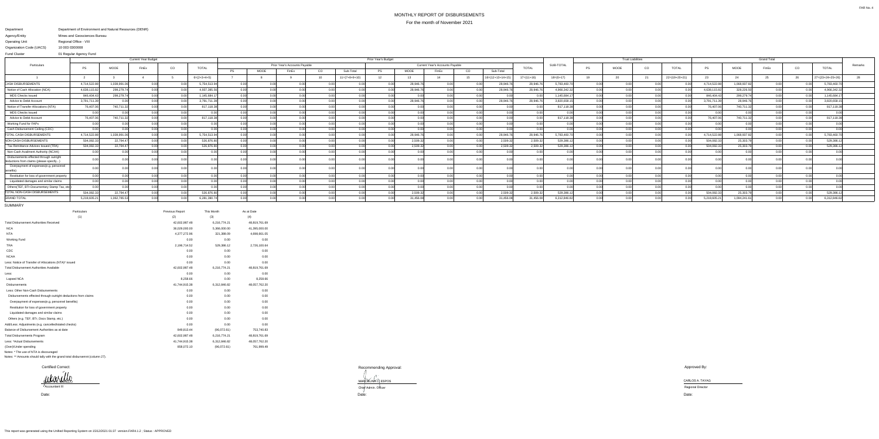FAR No. 4

# MONTHLY REPORT OF DISBURSEMENTS

For the month of November 2021

Department: Department of Environment and Natural Resources (DENR)
Agency/Entity: Mines and Geosciences Bureau
Operating Unit: Regional Office - VIII
Organization Code (UACS): 10 003 0300008
Fund Cluster: 01 Regular Agency Fund

| Particulars | Current Year Budget | | | | | Prior Year's Budget | | | | | | | | | | | | | | Trust Liabilities | | | | | Grand Total | | | | | Remarks |
|---|---|---|---|---|---|---|---|---|---|---|---|---|---|---|---|---|---|---|---|---|---|---|---|---|---|---|---|---|---|---|
| | | | | | | Prior Year's Accounts Payable | | | | | Current Year's Accounts Payable | | | | | | | | | | | | | | | | | | | |
| | PS | MOOE | FinEx | CO | TOTAL | PS | MOOE | FinEx | CO | Sub-Total | PS | MOOE | FinEx | CO | Sub-Total | TOTAL | SUB-TOTAL | PS | MOOE | CO | TOTAL | PS | MOOE | FinEx | CO | TOTAL | |
| 1 | 2 | 3 | 4 | 5 | 6=(2+3+4+5) | 7 | 8 | 9 | 10 | 11=(7+8+9+10) | 12 | 13 | 14 | 15 | 16=(12+13+14+15) | 17=(11+16) | 18=(6+17) | 19 | 20 | 21 | 22=(19+20+21) | 23 | 24 | 25 | 26 | 27=(23+24+25+26) | 28 |
| CASH DISBURSEMENTS | 4,714,522.88 | 1,039,991.06 | 0.00 | 0.00 | 5,754,513.94 | 0.00 | 0.00 | 0.00 | 0.00 | 0.00 | 0.00 | 28,946.76 | 0.00 | 0.00 | 28,946.76 | 28,946.76 | 5,783,460.70 | 0.00 | 0.00 | 0.00 | 0.00 | 4,714,522.88 | 1,068,937.82 | 0.00 | 0.00 | 5,783,460.70 | |
| Notice of Cash Allocation (NCA) | 4,638,115.82 | 299,279.74 | 0.00 | 0.00 | 4,937,395.56 | 0.00 | 0.00 | 0.00 | 0.00 | 0.00 | 0.00 | 28,946.76 | 0.00 | 0.00 | 28,946.76 | 28,946.76 | 4,966,342.32 | 0.00 | 0.00 | 0.00 | 0.00 | 4,638,115.82 | 328,226.50 | 0.00 | 0.00 | 4,966,342.32 | |
| MDS Checks Issued | 846,404.43 | 299,279.74 | 0.00 | 0.00 | 1,145,684.17 | 0.00 | 0.00 | 0.00 | 0.00 | 0.00 | 0.00 | 0.00 | 0.00 | 0.00 | 0.00 | 0.00 | 1,145,684.17 | 0.00 | 0.00 | 0.00 | 0.00 | 846,404.43 | 299,279.74 | 0.00 | 0.00 | 1,145,684.17 | |
| Advice to Debit Account | 3,791,711.39 | 0.00 | 0.00 | 0.00 | 3,791,711.39 | 0.00 | 0.00 | 0.00 | 0.00 | 0.00 | 0.00 | 28,946.76 | 0.00 | 0.00 | 28,946.76 | 28,946.76 | 3,820,658.15 | 0.00 | 0.00 | 0.00 | 0.00 | 3,791,711.39 | 28,946.76 | 0.00 | 0.00 | 3,820,658.15 | |
| Notice of Transfer Allocations (NTA) | 76,407.06 | 740,711.32 | 0.00 | 0.00 | 817,118.38 | 0.00 | 0.00 | 0.00 | 0.00 | 0.00 | 0.00 | 0.00 | 0.00 | 0.00 | 0.00 | 0.00 | 817,118.38 | 0.00 | 0.00 | 0.00 | 0.00 | 76,407.06 | 740,711.32 | 0.00 | 0.00 | 817,118.38 | |
| MDS Checks Issued | 0.00 | 0.00 | 0.00 | 0.00 | 0.00 | 0.00 | 0.00 | 0.00 | 0.00 | 0.00 | 0.00 | 0.00 | 0.00 | 0.00 | 0.00 | 0.00 | 0.00 | 0.00 | 0.00 | 0.00 | 0.00 | 0.00 | 0.00 | 0.00 | 0.00 | 0.00 | |
| Advice to Debit Account | 76,407.06 | 740,711.32 | 0.00 | 0.00 | 817,118.38 | 0.00 | 0.00 | 0.00 | 0.00 | 0.00 | 0.00 | 0.00 | 0.00 | 0.00 | 0.00 | 0.00 | 817,118.38 | 0.00 | 0.00 | 0.00 | 0.00 | 76,407.06 | 740,711.32 | 0.00 | 0.00 | 817,118.38 | |
| Working Fund for FAPs | 0.00 | 0.00 | 0.00 | 0.00 | 0.00 | 0.00 | 0.00 | 0.00 | 0.00 | 0.00 | 0.00 | 0.00 | 0.00 | 0.00 | 0.00 | 0.00 | 0.00 | 0.00 | 0.00 | 0.00 | 0.00 | 0.00 | 0.00 | 0.00 | 0.00 | 0.00 | |
| Cash Disbursement Ceiling (CDC) | 0.00 | 0.00 | 0.00 | 0.00 | 0.00 | 0.00 | 0.00 | 0.00 | 0.00 | 0.00 | 0.00 | 0.00 | 0.00 | 0.00 | 0.00 | 0.00 | 0.00 | 0.00 | 0.00 | 0.00 | 0.00 | 0.00 | 0.00 | 0.00 | 0.00 | 0.00 | |
| TOTAL CASH DISBURSEMENTS | 4,714,522.88 | 1,039,991.06 | 0.00 | 0.00 | 5,754,513.94 | 0.00 | 0.00 | 0.00 | 0.00 | 0.00 | 0.00 | 28,946.76 | 0.00 | 0.00 | 28,946.76 | 28,946.76 | 5,783,460.70 | 0.00 | 0.00 | 0.00 | 0.00 | 4,714,522.88 | 1,068,937.82 | 0.00 | 0.00 | 5,783,460.70 | |
| NON-CASH DISBURSEMENTS | 504,082.33 | 22,794.47 | 0.00 | 0.00 | 526,876.80 | 0.00 | 0.00 | 0.00 | 0.00 | 0.00 | 0.00 | 2,509.32 | 0.00 | 0.00 | 2,509.32 | 2,509.32 | 529,386.12 | 0.00 | 0.00 | 0.00 | 0.00 | 504,082.33 | 25,303.79 | 0.00 | 0.00 | 529,386.12 | |
| Tax Remittance Advices Issued (TRA) | 504,082.33 | 22,794.47 | 0.00 | 0.00 | 526,876.80 | 0.00 | 0.00 | 0.00 | 0.00 | 0.00 | 0.00 | 2,509.32 | 0.00 | 0.00 | 2,509.32 | 2,509.32 | 529,386.12 | 0.00 | 0.00 | 0.00 | 0.00 | 504,082.33 | 25,303.79 | 0.00 | 0.00 | 529,386.12 | |
| Non-Cash Availment Authority (NCAA) | 0.00 | 0.00 | 0.00 | 0.00 | 0.00 | 0.00 | 0.00 | 0.00 | 0.00 | 0.00 | 0.00 | 0.00 | 0.00 | 0.00 | 0.00 | 0.00 | 0.00 | 0.00 | 0.00 | 0.00 | 0.00 | 0.00 | 0.00 | 0.00 | 0.00 | 0.00 | |
| Disbursements effected through outright deductions from claims (please specify...) | 0.00 | 0.00 | 0.00 | 0.00 | 0.00 | 0.00 | 0.00 | 0.00 | 0.00 | 0.00 | 0.00 | 0.00 | 0.00 | 0.00 | 0.00 | 0.00 | 0.00 | 0.00 | 0.00 | 0.00 | 0.00 | 0.00 | 0.00 | 0.00 | 0.00 | 0.00 | |
| Overpayment of expenses(e.g. personnel benefits) | 0.00 | 0.00 | 0.00 | 0.00 | 0.00 | 0.00 | 0.00 | 0.00 | 0.00 | 0.00 | 0.00 | 0.00 | 0.00 | 0.00 | 0.00 | 0.00 | 0.00 | 0.00 | 0.00 | 0.00 | 0.00 | 0.00 | 0.00 | 0.00 | 0.00 | 0.00 | |
| Restitution for loss of government property | 0.00 | 0.00 | 0.00 | 0.00 | 0.00 | 0.00 | 0.00 | 0.00 | 0.00 | 0.00 | 0.00 | 0.00 | 0.00 | 0.00 | 0.00 | 0.00 | 0.00 | 0.00 | 0.00 | 0.00 | 0.00 | 0.00 | 0.00 | 0.00 | 0.00 | 0.00 | |
| Liquidated damages and similar claims | 0.00 | 0.00 | 0.00 | 0.00 | 0.00 | 0.00 | 0.00 | 0.00 | 0.00 | 0.00 | 0.00 | 0.00 | 0.00 | 0.00 | 0.00 | 0.00 | 0.00 | 0.00 | 0.00 | 0.00 | 0.00 | 0.00 | 0.00 | 0.00 | 0.00 | 0.00 | |
| Others(TEF, BTr-Documentary Stamp Tax, etc) | 0.00 | 0.00 | 0.00 | 0.00 | 0.00 | 0.00 | 0.00 | 0.00 | 0.00 | 0.00 | 0.00 | 0.00 | 0.00 | 0.00 | 0.00 | 0.00 | 0.00 | 0.00 | 0.00 | 0.00 | 0.00 | 0.00 | 0.00 | 0.00 | 0.00 | 0.00 | |
| TOTAL NON-CASH DISBURSEMENTS | 504,082.33 | 22,794.47 | 0.00 | 0.00 | 526,876.80 | 0.00 | 0.00 | 0.00 | 0.00 | 0.00 | 0.00 | 2,509.32 | 0.00 | 0.00 | 2,509.32 | 2,509.32 | 529,386.12 | 0.00 | 0.00 | 0.00 | 0.00 | 504,082.33 | 25,303.79 | 0.00 | 0.00 | 529,386.12 | |
| GRAND TOTAL | 5,218,605.21 | 1,062,785.53 | 0.00 | 0.00 | 6,281,390.74 | 0.00 | 0.00 | 0.00 | 0.00 | 0.00 | 0.00 | 31,456.08 | 0.00 | 0.00 | 31,456.08 | 31,456.08 | 6,312,846.82 | 0.00 | 0.00 | 0.00 | 0.00 | 5,218,605.21 | 1,094,241.61 | 0.00 | 0.00 | 6,312,846.82 | |

## SUMMARY

| Particulars | Previous Report | This Month | As at Date |
|---|---|---|---|
| (1) | (2) | (3) | (4) |
| Total Disbursement Authorities Received | 42,602,987.48 | 6,216,774.21 | 48,819,761.69 |
| NCA | 36,029,000.00 | 5,366,000.00 | 41,395,000.00 |
| NTA | 4,377,272.96 | 321,388.09 | 4,698,661.05 |
| Working Fund | 0.00 | 0.00 | 0.00 |
| TRA | 2,196,714.52 | 529,386.12 | 2,726,100.64 |
| CDC | 0.00 | 0.00 | 0.00 |
| NCAA | 0.00 | 0.00 | 0.00 |
| Less: Notice of Transfer of Allocations (NTA)* issued | 0.00 | 0.00 | 0.00 |
| Total Disbursement Authorities Available | 42,602,987.48 | 6,216,774.21 | 48,819,761.69 |
| Less: | 0.00 | 0.00 | 0.00 |
| Lapsed NCA | 8,258.66 | 0.00 | 8,258.66 |
| Disbursements | 41,744,915.38 | 6,312,846.82 | 48,057,762.20 |
| Less: Other Non-Cash Disbursements | 0.00 | 0.00 | 0.00 |
| Disbursements effected through outright deductions from claims | 0.00 | 0.00 | 0.00 |
| Overpayment of expenses(e.g. personnel benefits) | 0.00 | 0.00 | 0.00 |
| Restitution for loss of government property | 0.00 | 0.00 | 0.00 |
| Liquidated damages and similar claims | 0.00 | 0.00 | 0.00 |
| Others (e.g. TEF, BTr, Docs Stamp, etc.) | 0.00 | 0.00 | 0.00 |
| Add/Less: Adjustments (e.g. cancelled/staled checks) | 0.00 | 0.00 | 0.00 |
| Balance of Disbursement Authorities as at date | 849,813.44 | (96,072.61) | 753,740.83 |
| Total Disbursements Program | 42,602,987.48 | 6,216,774.21 | 48,819,761.69 |
| Less: *Actual Disbursements | 41,744,915.38 | 6,312,846.82 | 48,057,762.20 |
| (Over)/Under spending | 858,072.10 | (96,072.61) | 761,999.49 |

Notes: * The use of NTA is discouraged

Notes: ** Amounts should tally with the grand total disbursement (column 27).

Certified Correct:

Accountant III

Date:

Recommending Approval:

MARCELINA C. ESPOS
Chief Admin. Officer

Date:

Approved By:

CARLOS A. TAYAG
Regional Director

Date:

This report was generated using the Unified Reporting System on 15/12/2021 01:37 version.FAR4.1.2 ; Status : APPROVED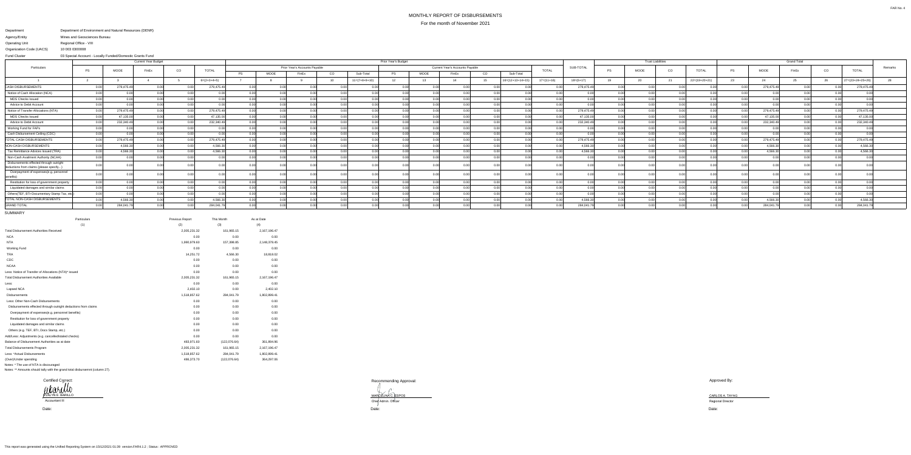FAR No. 4

# MONTHLY REPORT OF DISBURSEMENTS

For the month of November 2021

| | |
|---|---|
| Department | Department of Environment and Natural Resources (DENR) |
| Agency/Entity | Mines and Geosciences Bureau |
| Operating Unit | Regional Office - VIII |
| Organization Code (UACS) | 10 003 0300008 |
| Fund Cluster | 03 Special Account - Locally Funded/Domestic Grants Fund |

| Particulars | Current Year Budget | | | | | Prior Year's Budget | | | | | | | | | | | | Trust Liabilities | | | | | Grand Total | | | | | Remarks |
|---|---|---|---|---|---|---|---|---|---|---|---|---|---|---|---|---|---|---|---|---|---|---|---|---|---|---|---|---|
| | | | | | | Prior Year's Accounts Payable | | | | | Current Year's Accounts Payable | | | | | TOTAL | SUB-TOTAL | | | | | | | | | | | |
| | PS | MOOE | FinEx | CO | TOTAL | PS | MOOE | FinEx | CO | Sub-Total | PS | MOOE | FinEx | CO | Sub-Total | | | PS | MOOE | CO | TOTAL | PS | MOOE | FinEx | CO | TOTAL | |
| 1 | 2 | 3 | 4 | 5 | 6=(2+3+4+5) | 7 | 8 | 9 | 10 | 11=(7+8+9+10) | 12 | 13 | 14 | 15 | 16=(12+13+14+15) | 17=(11+16) | 18=(6+17) | 19 | 20 | 21 | 22=(19+20+21) | 23 | 24 | 25 | 26 | 27=(23+24+25+26) | 28 |
| CASH DISBURSEMENTS | 0.00 | 279,475.49 | 0.00 | 0.00 | 279,475.49 | 0.00 | 0.00 | 0.00 | 0.00 | 0.00 | 0.00 | 0.00 | 0.00 | 0.00 | 0.00 | 0.00 | 279,475.49 | 0.00 | 0.00 | 0.00 | 0.00 | 0.00 | 279,475.49 | 0.00 | 0.00 | 279,475.49 | |
| Notice of Cash Allocations (NCA) | 0.00 | 0.00 | 0.00 | 0.00 | 0.00 | 0.00 | 0.00 | 0.00 | 0.00 | 0.00 | 0.00 | 0.00 | 0.00 | 0.00 | 0.00 | 0.00 | 0.00 | 0.00 | 0.00 | 0.00 | 0.00 | 0.00 | 0.00 | 0.00 | 0.00 | 0.00 | |
| MDS Checks Issued | 0.00 | 0.00 | 0.00 | 0.00 | 0.00 | 0.00 | 0.00 | 0.00 | 0.00 | 0.00 | 0.00 | 0.00 | 0.00 | 0.00 | 0.00 | 0.00 | 0.00 | 0.00 | 0.00 | 0.00 | 0.00 | 0.00 | 0.00 | 0.00 | 0.00 | 0.00 | |
| Advice to Debit Account | 0.00 | 0.00 | 0.00 | 0.00 | 0.00 | 0.00 | 0.00 | 0.00 | 0.00 | 0.00 | 0.00 | 0.00 | 0.00 | 0.00 | 0.00 | 0.00 | 0.00 | 0.00 | 0.00 | 0.00 | 0.00 | 0.00 | 0.00 | 0.00 | 0.00 | 0.00 | |
| Notice of Transfer Allocations (NTA) | 0.00 | 279,475.49 | 0.00 | 0.00 | 279,475.49 | 0.00 | 0.00 | 0.00 | 0.00 | 0.00 | 0.00 | 0.00 | 0.00 | 0.00 | 0.00 | 0.00 | 279,475.49 | 0.00 | 0.00 | 0.00 | 0.00 | 0.00 | 279,475.49 | 0.00 | 0.00 | 279,475.49 | |
| MDS Checks Issued | 0.00 | 47,135.00 | 0.00 | 0.00 | 47,135.00 | 0.00 | 0.00 | 0.00 | 0.00 | 0.00 | 0.00 | 0.00 | 0.00 | 0.00 | 0.00 | 0.00 | 47,135.00 | 0.00 | 0.00 | 0.00 | 0.00 | 0.00 | 47,135.00 | 0.00 | 0.00 | 47,135.00 | |
| Advice to Debit Account | 0.00 | 232,340.49 | 0.00 | 0.00 | 232,340.49 | 0.00 | 0.00 | 0.00 | 0.00 | 0.00 | 0.00 | 0.00 | 0.00 | 0.00 | 0.00 | 0.00 | 232,340.49 | 0.00 | 0.00 | 0.00 | 0.00 | 0.00 | 232,340.49 | 0.00 | 0.00 | 232,340.49 | |
| Working Fund for FAPs | 0.00 | 0.00 | 0.00 | 0.00 | 0.00 | 0.00 | 0.00 | 0.00 | 0.00 | 0.00 | 0.00 | 0.00 | 0.00 | 0.00 | 0.00 | 0.00 | 0.00 | 0.00 | 0.00 | 0.00 | 0.00 | 0.00 | 0.00 | 0.00 | 0.00 | 0.00 | |
| Cash Disbursement Ceiling (CDC) | 0.00 | 0.00 | 0.00 | 0.00 | 0.00 | 0.00 | 0.00 | 0.00 | 0.00 | 0.00 | 0.00 | 0.00 | 0.00 | 0.00 | 0.00 | 0.00 | 0.00 | 0.00 | 0.00 | 0.00 | 0.00 | 0.00 | 0.00 | 0.00 | 0.00 | 0.00 | |
| TOTAL CASH DISBURSEMENTS | 0.00 | 279,475.49 | 0.00 | 0.00 | 279,475.49 | 0.00 | 0.00 | 0.00 | 0.00 | 0.00 | 0.00 | 0.00 | 0.00 | 0.00 | 0.00 | 0.00 | 279,475.49 | 0.00 | 0.00 | 0.00 | 0.00 | 0.00 | 279,475.49 | 0.00 | 0.00 | 279,475.49 | |
| NON-CASH DISBURSEMENTS | 0.00 | 4,566.30 | 0.00 | 0.00 | 4,566.30 | 0.00 | 0.00 | 0.00 | 0.00 | 0.00 | 0.00 | 0.00 | 0.00 | 0.00 | 0.00 | 0.00 | 4,566.30 | 0.00 | 0.00 | 0.00 | 0.00 | 0.00 | 4,566.30 | 0.00 | 0.00 | 4,566.30 | |
| Tax Remittance Advices Issued (TRA) | 0.00 | 4,566.30 | 0.00 | 0.00 | 4,566.30 | 0.00 | 0.00 | 0.00 | 0.00 | 0.00 | 0.00 | 0.00 | 0.00 | 0.00 | 0.00 | 0.00 | 4,566.30 | 0.00 | 0.00 | 0.00 | 0.00 | 0.00 | 4,566.30 | 0.00 | 0.00 | 4,566.30 | |
| Non-Cash Availment Authority (NCAA) | 0.00 | 0.00 | 0.00 | 0.00 | 0.00 | 0.00 | 0.00 | 0.00 | 0.00 | 0.00 | 0.00 | 0.00 | 0.00 | 0.00 | 0.00 | 0.00 | 0.00 | 0.00 | 0.00 | 0.00 | 0.00 | 0.00 | 0.00 | 0.00 | 0.00 | 0.00 | |
| Disbursements effected through outright deductions from claims (please specify...) | 0.00 | 0.00 | 0.00 | 0.00 | 0.00 | 0.00 | 0.00 | 0.00 | 0.00 | 0.00 | 0.00 | 0.00 | 0.00 | 0.00 | 0.00 | 0.00 | 0.00 | 0.00 | 0.00 | 0.00 | 0.00 | 0.00 | 0.00 | 0.00 | 0.00 | 0.00 | |
| Overpayment of expenses(e.g. personnel benefits) | 0.00 | 0.00 | 0.00 | 0.00 | 0.00 | 0.00 | 0.00 | 0.00 | 0.00 | 0.00 | 0.00 | 0.00 | 0.00 | 0.00 | 0.00 | 0.00 | 0.00 | 0.00 | 0.00 | 0.00 | 0.00 | 0.00 | 0.00 | 0.00 | 0.00 | 0.00 | |
| Restitution for loss of government property | 0.00 | 0.00 | 0.00 | 0.00 | 0.00 | 0.00 | 0.00 | 0.00 | 0.00 | 0.00 | 0.00 | 0.00 | 0.00 | 0.00 | 0.00 | 0.00 | 0.00 | 0.00 | 0.00 | 0.00 | 0.00 | 0.00 | 0.00 | 0.00 | 0.00 | 0.00 | |
| Liquidated damages and similar claims | 0.00 | 0.00 | 0.00 | 0.00 | 0.00 | 0.00 | 0.00 | 0.00 | 0.00 | 0.00 | 0.00 | 0.00 | 0.00 | 0.00 | 0.00 | 0.00 | 0.00 | 0.00 | 0.00 | 0.00 | 0.00 | 0.00 | 0.00 | 0.00 | 0.00 | 0.00 | |
| Others(TEF, BTr-Documentary Stamp Tax, etc) | 0.00 | 0.00 | 0.00 | 0.00 | 0.00 | 0.00 | 0.00 | 0.00 | 0.00 | 0.00 | 0.00 | 0.00 | 0.00 | 0.00 | 0.00 | 0.00 | 0.00 | 0.00 | 0.00 | 0.00 | 0.00 | 0.00 | 0.00 | 0.00 | 0.00 | 0.00 | |
| TOTAL NON-CASH DISBURSEMENTS | 0.00 | 4,566.30 | 0.00 | 0.00 | 4,566.30 | 0.00 | 0.00 | 0.00 | 0.00 | 0.00 | 0.00 | 0.00 | 0.00 | 0.00 | 0.00 | 0.00 | 4,566.30 | 0.00 | 0.00 | 0.00 | 0.00 | 0.00 | 4,566.30 | 0.00 | 0.00 | 4,566.30 | |
| GRAND TOTAL | 0.00 | 284,041.79 | 0.00 | 0.00 | 284,041.79 | 0.00 | 0.00 | 0.00 | 0.00 | 0.00 | 0.00 | 0.00 | 0.00 | 0.00 | 0.00 | 0.00 | 284,041.79 | 0.00 | 0.00 | 0.00 | 0.00 | 0.00 | 284,041.79 | 0.00 | 0.00 | 284,041.79 | |

SUMMARY

| Particulars | Previous Report | This Month | As at Date |
|---|---|---|---|
| (1) | (2) | (3) | (4) |
| Total Disbursement Authorities Received | 2,005,231.32 | 161,965.15 | 2,167,196.47 |
| NCA | 0.00 | 0.00 | 0.00 |
| NTA | 1,990,979.60 | 157,398.85 | 2,148,378.45 |
| Working Fund | 0.00 | 0.00 | 0.00 |
| TRA | 14,251.72 | 4,566.30 | 18,818.02 |
| CDC | 0.00 | 0.00 | 0.00 |
| NCAA | 0.00 | 0.00 | 0.00 |
| Less: Notice of Transfer of Allocations (NTA)* issued | 0.00 | 0.00 | 0.00 |
| Total Disbursement Authorities Available | 2,005,231.32 | 161,965.15 | 2,167,196.47 |
| Less: | 0.00 | 0.00 | 0.00 |
| Lapsed NCA | 2,402.10 | 0.00 | 2,402.10 |
| Disbursements | 1,518,857.62 | 284,041.79 | 1,802,899.41 |
| Less: Other Non-Cash Disbursements | 0.00 | 0.00 | 0.00 |
| Disbursements effected through outright deductions from claims | 0.00 | 0.00 | 0.00 |
| Overpayment of expenses(e.g. personnel benefits) | 0.00 | 0.00 | 0.00 |
| Restitution for loss of government property | 0.00 | 0.00 | 0.00 |
| Liquidated damages and similar claims | 0.00 | 0.00 | 0.00 |
| Others (e.g. TEF, BTr, Docs Stamp, etc.) | 0.00 | 0.00 | 0.00 |
| Add/Less: Adjustments (e.g. cancelled/staled checks) | 0.00 | 0.00 | 0.00 |
| Balance of Disbursement Authorities as at date | 483,971.60 | (122,076.64) | 361,894.96 |
| Total Disbursements Program | 2,005,231.32 | 161,965.15 | 2,167,196.47 |
| Less: *Actual Disbursements | 1,518,857.62 | 284,041.79 | 1,802,899.41 |
| (Over)/Under spending | 486,373.70 | (122,076.64) | 364,297.06 |

Notes: * The use of NTA is discouraged

Notes: ** Amounts should tally with the grand total disbursemnt (column 27).

| Certified Correct: | Recommending Approval: | Approved By: |
|---|---|---|
| EVALYN E. BARILLO | MARCELINA C. ESPOS | CARLOS A. TAYAG |
| Accountant III | Chief Admin. Officer | Regional Director |
| Date: | Date: | Date: |

This report was generated using the Unified Reporting System on 15/12/2021 01:39 version.FAR4.1.2 ; Status : APPROVED